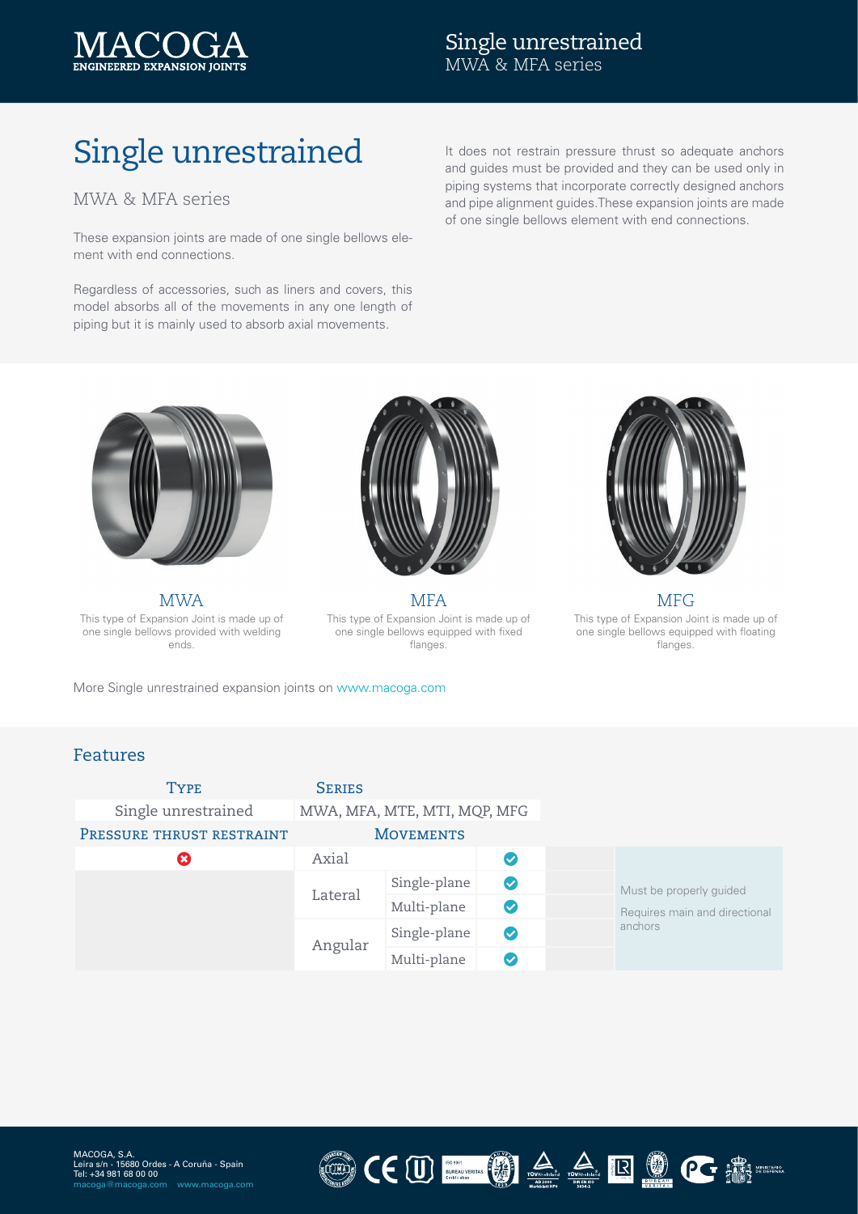# Single unrestrained

## MWA & MFA series

These expansion joints are made of one single bellows element with end connections.

Regardless of accessories, such as liners and covers, this model absorbs all of the movements in any one length of piping but it is mainly used to absorb axial movements.

It does not restrain pressure thrust so adequate anchors and guides must be provided and they can be used only in piping systems that incorporate correctly designed anchors and pipe alignment guides.These expansion joints are made of one single bellows element with end connections.

### MWA

This type of Expansion Joint is made up of one single bellows provided with welding ends.

### MFA

This type of Expansion Joint is made up of one single bellows equipped with fixed flanges.

### MFG

This type of Expansion Joint is made up of one single bellows equipped with floating flanges.

More Single unrestrained expansion joints on www.macoga.com

## Features

| Type | Series | | | |
|---|---|---|---|---|
| Single unrestrained | MWA, MFA, MTE, MTI, MQP, MFG | | | |
| **Pressure thrust restraint** | **Movements** | | | |
| ✗ | Axial | | ✓ | Must be properly guided<br>Requires main and directional anchors |
| | Lateral | Single-plane | ✓ | |
| | | Multi-plane | ✓ | |
| | Angular | Single-plane | ✓ | |
| | | Multi-plane | ✓ | |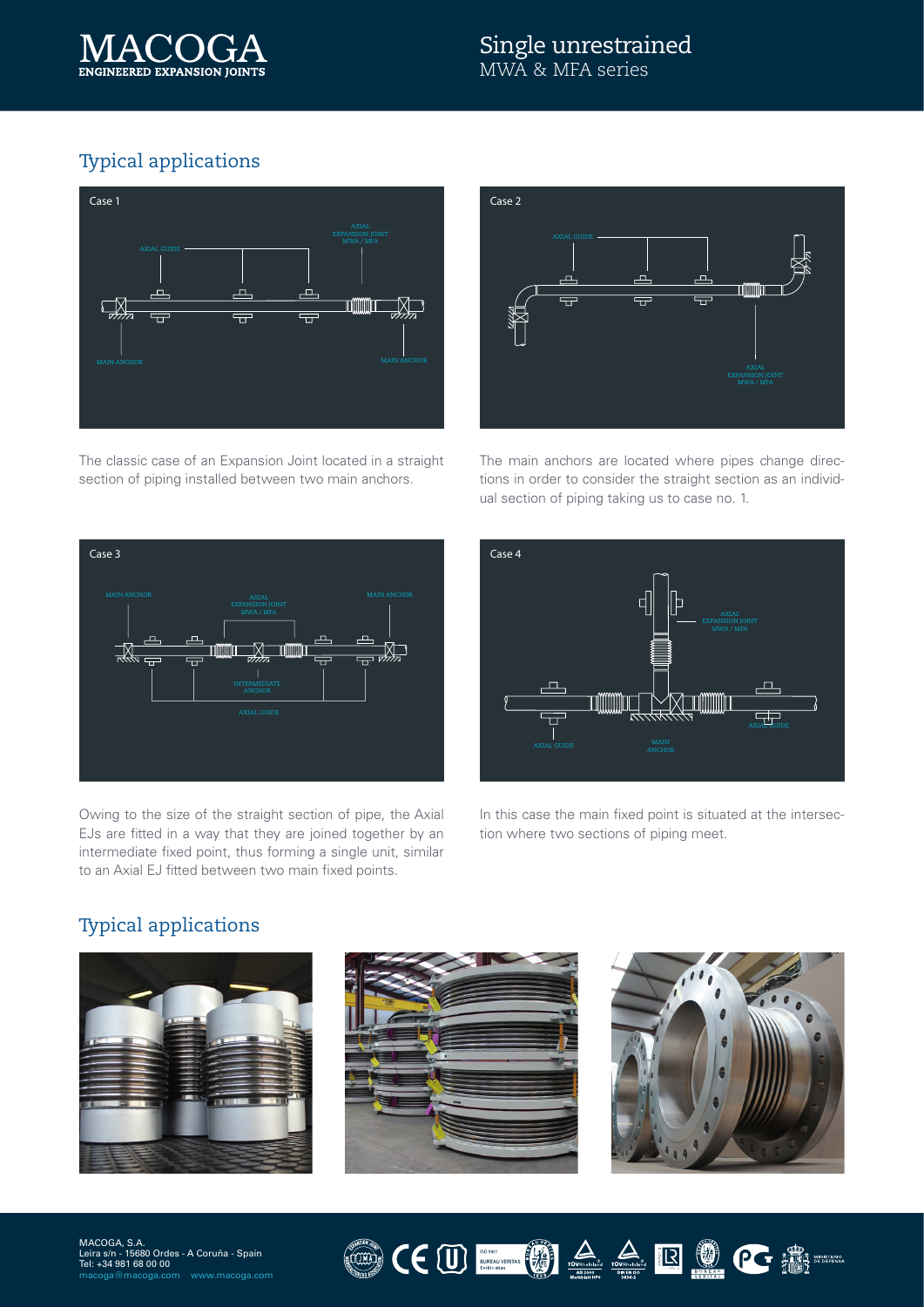# Single unrestrained
MWA & MFA series

## Typical applications

Case 1

AXIAL GUIDE

AXIAL EXPANSION JOINT MWA / MFA

MAIN ANCHOR

MAIN ANCHOR

The classic case of an Expansion Joint located in a straight section of piping installed between two main anchors.

Case 2

AXIAL GUIDE

AXIAL EXPANSION JOINT MWA / MFA

The main anchors are located where pipes change directions in order to consider the straight section as an individual section of piping taking us to case no. 1.

Case 3

MAIN ANCHOR

AXIAL EXPANSION JOINT MWA / MFA

MAIN ANCHOR

INTERMEDIATE ANCHOR

AXIAL GUIDE

Owing to the size of the straight section of pipe, the Axial EJs are fitted in a way that they are joined together by an intermediate fixed point, thus forming a single unit, similar to an Axial EJ fitted between two main fixed points.

Case 4

AXIAL EXPANSION JOINT MWA / MFA

AXIAL GUIDE

MAIN ANCHOR

AXIAL GUIDE

In this case the main fixed point is situated at the intersection where two sections of piping meet.

## Typical applications

MACOGA, S.A.
Leira s/n - 15680 Ordes - A Coruña - Spain
Tel: +34 981 68 00 00
macoga@macoga.com www.macoga.com